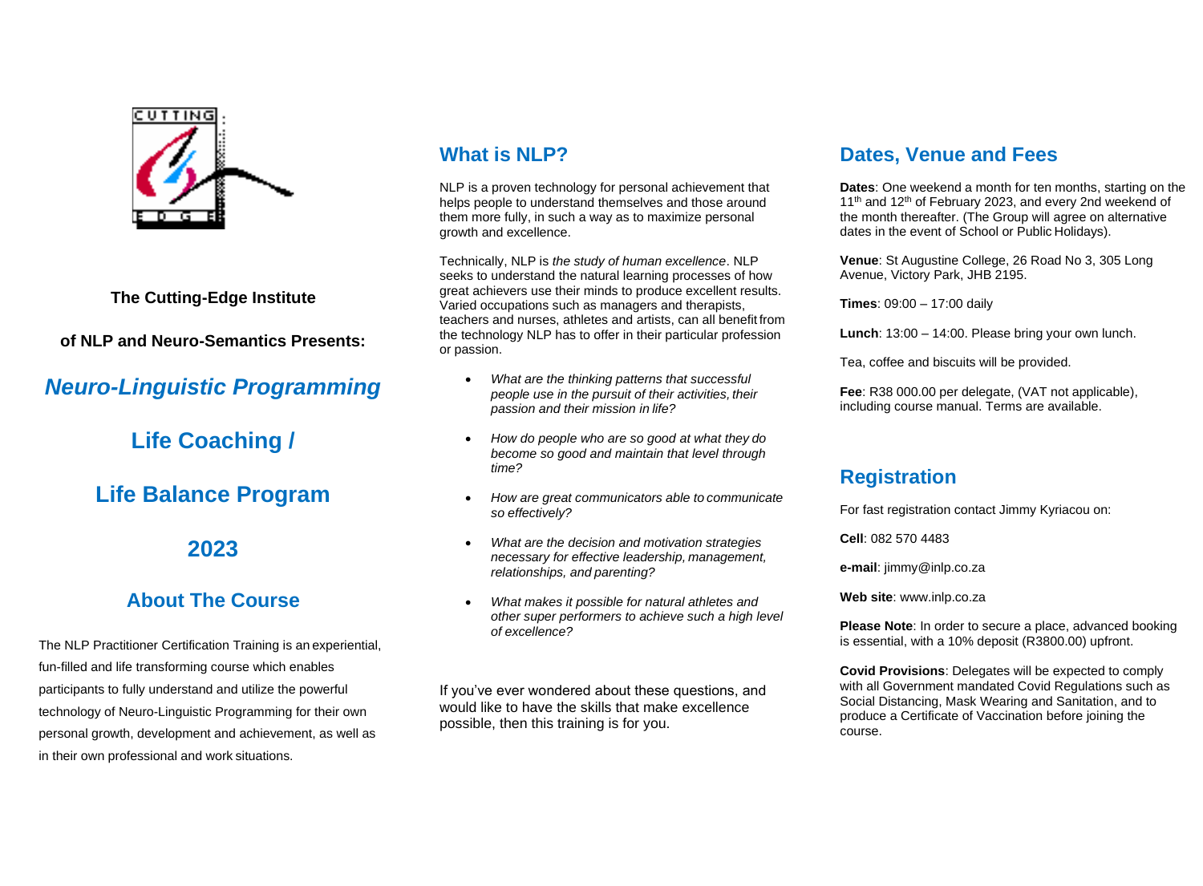**The Cutting-Edge Institute**

**of NLP and Neuro-Semantics Presents:**

# *Neuro-Linguistic Programming*

# Life Coaching /

# Life Balance Program

# 2023

## About The Course

The NLP Practitioner Certification Training is an experiential, fun-filled and life transforming course which enables participants to fully understand and utilize the powerful technology of Neuro-Linguistic Programming for their own personal growth, development and achievement, as well as in their own professional and work situations.

## What is NLP?

NLP is a proven technology for personal achievement that helps people to understand themselves and those around them more fully, in such a way as to maximize personal growth and excellence.

Technically, NLP is *the study of human excellence*. NLP seeks to understand the natural learning processes of how great achievers use their minds to produce excellent results. Varied occupations such as managers and therapists, teachers and nurses, athletes and artists, can all benefit from the technology NLP has to offer in their particular profession or passion.

- *What are the thinking patterns that successful people use in the pursuit of their activities, their passion and their mission in life?*
- *How do people who are so good at what they do become so good and maintain that level through time?*
- *How are great communicators able to communicate so effectively?*
- *What are the decision and motivation strategies necessary for effective leadership, management, relationships, and parenting?*
- *What makes it possible for natural athletes and other super performers to achieve such a high level of excellence?*

If you've ever wondered about these questions, and would like to have the skills that make excellence possible, then this training is for you.

## Dates, Venue and Fees

**Dates**: One weekend a month for ten months, starting on the 11th and 12th of February 2023, and every 2nd weekend of the month thereafter. (The Group will agree on alternative dates in the event of School or Public Holidays).

**Venue**: St Augustine College, 26 Road No 3, 305 Long Avenue, Victory Park, JHB 2195.

**Times**: 09:00 – 17:00 daily

**Lunch**: 13:00 – 14:00. Please bring your own lunch.

Tea, coffee and biscuits will be provided.

**Fee**: R38 000.00 per delegate, (VAT not applicable), including course manual. Terms are available.

## Registration

For fast registration contact Jimmy Kyriacou on:

**Cell**: 082 570 4483

**e-mail**: jimmy@inlp.co.za

**Web site**: www.inlp.co.za

**Please Note**: In order to secure a place, advanced booking is essential, with a 10% deposit (R3800.00) upfront.

**Covid Provisions**: Delegates will be expected to comply with all Government mandated Covid Regulations such as Social Distancing, Mask Wearing and Sanitation, and to produce a Certificate of Vaccination before joining the course.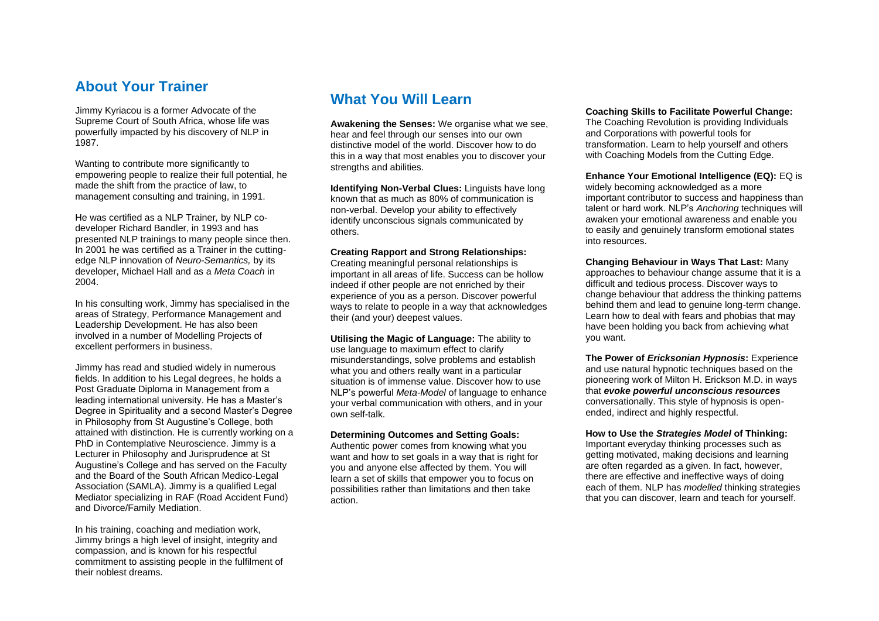## About Your Trainer

Jimmy Kyriacou is a former Advocate of the Supreme Court of South Africa, whose life was powerfully impacted by his discovery of NLP in 1987.

Wanting to contribute more significantly to empowering people to realize their full potential, he made the shift from the practice of law, to management consulting and training, in 1991.

He was certified as a NLP Trainer, by NLP co-developer Richard Bandler, in 1993 and has presented NLP trainings to many people since then. In 2001 he was certified as a Trainer in the cutting-edge NLP innovation of *Neuro-Semantics,* by its developer, Michael Hall and as a *Meta Coach* in 2004.

In his consulting work, Jimmy has specialised in the areas of Strategy, Performance Management and Leadership Development. He has also been involved in a number of Modelling Projects of excellent performers in business.

Jimmy has read and studied widely in numerous fields. In addition to his Legal degrees, he holds a Post Graduate Diploma in Management from a leading international university. He has a Master's Degree in Spirituality and a second Master's Degree in Philosophy from St Augustine's College, both attained with distinction. He is currently working on a PhD in Contemplative Neuroscience. Jimmy is a Lecturer in Philosophy and Jurisprudence at St Augustine's College and has served on the Faculty and the Board of the South African Medico-Legal Association (SAMLA). Jimmy is a qualified Legal Mediator specializing in RAF (Road Accident Fund) and Divorce/Family Mediation.

In his training, coaching and mediation work, Jimmy brings a high level of insight, integrity and compassion, and is known for his respectful commitment to assisting people in the fulfilment of their noblest dreams.

## What You Will Learn

**Awakening the Senses:** We organise what we see, hear and feel through our senses into our own distinctive model of the world. Discover how to do this in a way that most enables you to discover your strengths and abilities.

**Identifying Non-Verbal Clues:** Linguists have long known that as much as 80% of communication is non-verbal. Develop your ability to effectively identify unconscious signals communicated by others.

**Creating Rapport and Strong Relationships:** Creating meaningful personal relationships is important in all areas of life. Success can be hollow indeed if other people are not enriched by their experience of you as a person. Discover powerful ways to relate to people in a way that acknowledges their (and your) deepest values.

**Utilising the Magic of Language:** The ability to use language to maximum effect to clarify misunderstandings, solve problems and establish what you and others really want in a particular situation is of immense value. Discover how to use NLP's powerful *Meta-Model* of language to enhance your verbal communication with others, and in your own self-talk.

**Determining Outcomes and Setting Goals:** Authentic power comes from knowing what you want and how to set goals in a way that is right for you and anyone else affected by them. You will learn a set of skills that empower you to focus on possibilities rather than limitations and then take action.

**Coaching Skills to Facilitate Powerful Change:** The Coaching Revolution is providing Individuals and Corporations with powerful tools for transformation. Learn to help yourself and others with Coaching Models from the Cutting Edge.

**Enhance Your Emotional Intelligence (EQ):** EQ is widely becoming acknowledged as a more important contributor to success and happiness than talent or hard work. NLP's *Anchoring* techniques will awaken your emotional awareness and enable you to easily and genuinely transform emotional states into resources.

**Changing Behaviour in Ways That Last:** Many approaches to behaviour change assume that it is a difficult and tedious process. Discover ways to change behaviour that address the thinking patterns behind them and lead to genuine long-term change. Learn how to deal with fears and phobias that may have been holding you back from achieving what you want.

**The Power of *Ericksonian Hypnosis*:** Experience and use natural hypnotic techniques based on the pioneering work of Milton H. Erickson M.D. in ways that ***evoke powerful unconscious resources*** conversationally. This style of hypnosis is open-ended, indirect and highly respectful.

**How to Use the *Strategies Model* of Thinking:** Important everyday thinking processes such as getting motivated, making decisions and learning are often regarded as a given. In fact, however, there are effective and ineffective ways of doing each of them. NLP has *modelled* thinking strategies that you can discover, learn and teach for yourself.